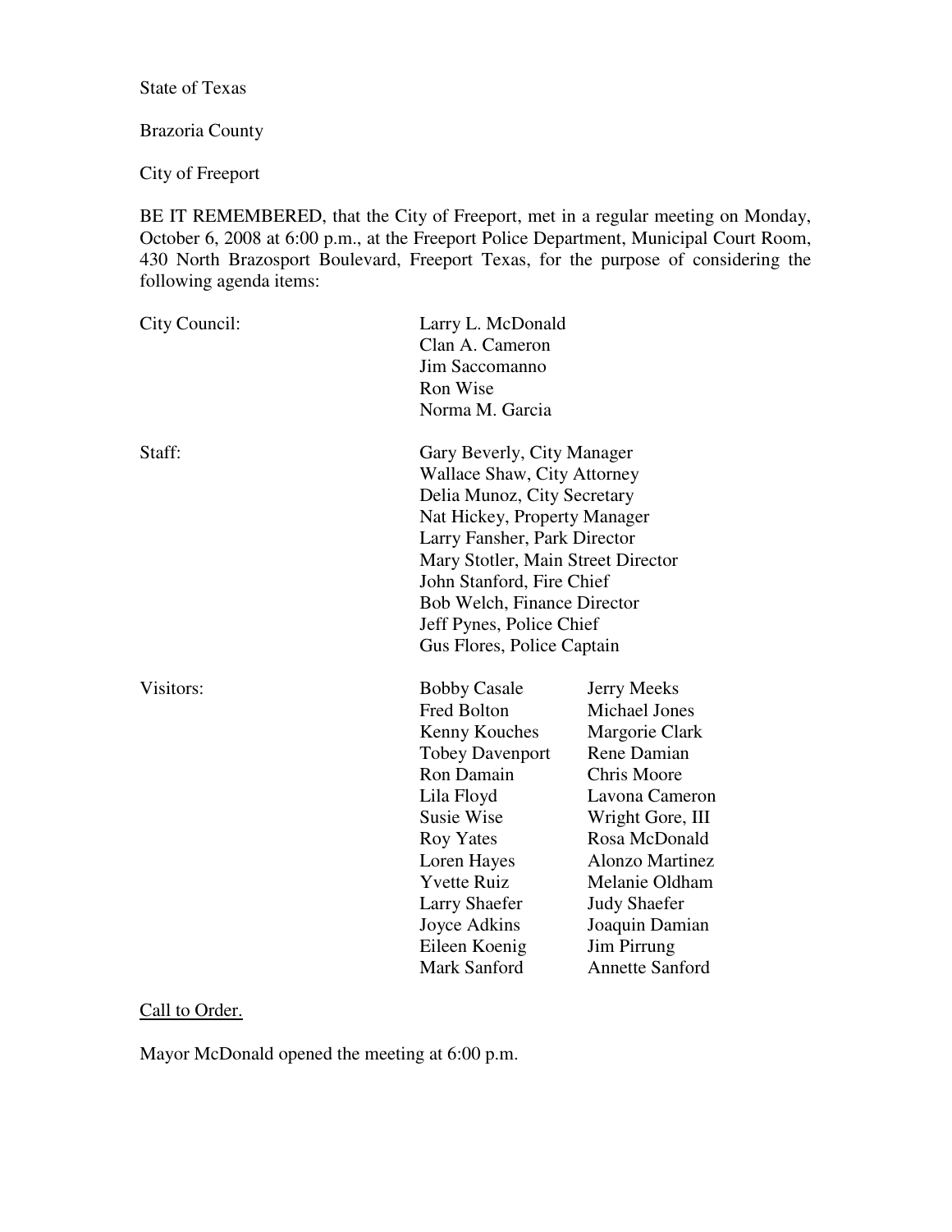State of Texas

Brazoria County

City of Freeport

BE IT REMEMBERED, that the City of Freeport, met in a regular meeting on Monday, October 6, 2008 at 6:00 p.m., at the Freeport Police Department, Municipal Court Room, 430 North Brazosport Boulevard, Freeport Texas, for the purpose of considering the following agenda items:

City Council:

Larry L. McDonald
Clan A. Cameron
Jim Saccomanno
Ron Wise
Norma M. Garcia

Staff:

Gary Beverly, City Manager
Wallace Shaw, City Attorney
Delia Munoz, City Secretary
Nat Hickey, Property Manager
Larry Fansher, Park Director
Mary Stotler, Main Street Director
John Stanford, Fire Chief
Bob Welch, Finance Director
Jeff Pynes, Police Chief
Gus Flores, Police Captain

Visitors:

| | |
|---|---|
| Bobby Casale | Jerry Meeks |
| Fred Bolton | Michael Jones |
| Kenny Kouches | Margorie Clark |
| Tobey Davenport | Rene Damian |
| Ron Damain | Chris Moore |
| Lila Floyd | Lavona Cameron |
| Susie Wise | Wright Gore, III |
| Roy Yates | Rosa McDonald |
| Loren Hayes | Alonzo Martinez |
| Yvette Ruiz | Melanie Oldham |
| Larry Shaefer | Judy Shaefer |
| Joyce Adkins | Joaquin Damian |
| Eileen Koenig | Jim Pirrung |
| Mark Sanford | Annette Sanford |

Call to Order.

Mayor McDonald opened the meeting at 6:00 p.m.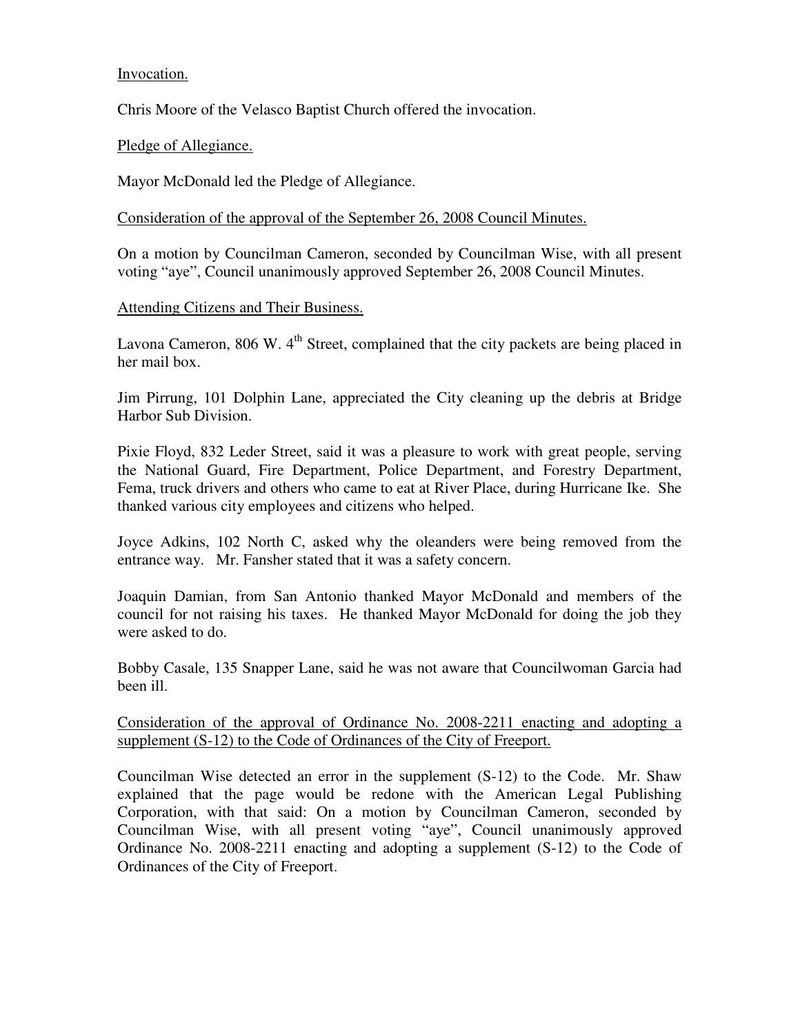Invocation.

Chris Moore of the Velasco Baptist Church offered the invocation.

Pledge of Allegiance.

Mayor McDonald led the Pledge of Allegiance.

Consideration of the approval of the September 26, 2008 Council Minutes.

On a motion by Councilman Cameron, seconded by Councilman Wise, with all present voting "aye", Council unanimously approved September 26, 2008 Council Minutes.

Attending Citizens and Their Business.

Lavona Cameron, 806 W. 4th Street, complained that the city packets are being placed in her mail box.

Jim Pirrung, 101 Dolphin Lane, appreciated the City cleaning up the debris at Bridge Harbor Sub Division.

Pixie Floyd, 832 Leder Street, said it was a pleasure to work with great people, serving the National Guard, Fire Department, Police Department, and Forestry Department, Fema, truck drivers and others who came to eat at River Place, during Hurricane Ike. She thanked various city employees and citizens who helped.

Joyce Adkins, 102 North C, asked why the oleanders were being removed from the entrance way. Mr. Fansher stated that it was a safety concern.

Joaquin Damian, from San Antonio thanked Mayor McDonald and members of the council for not raising his taxes. He thanked Mayor McDonald for doing the job they were asked to do.

Bobby Casale, 135 Snapper Lane, said he was not aware that Councilwoman Garcia had been ill.

Consideration of the approval of Ordinance No. 2008-2211 enacting and adopting a supplement (S-12) to the Code of Ordinances of the City of Freeport.

Councilman Wise detected an error in the supplement (S-12) to the Code. Mr. Shaw explained that the page would be redone with the American Legal Publishing Corporation, with that said: On a motion by Councilman Cameron, seconded by Councilman Wise, with all present voting "aye", Council unanimously approved Ordinance No. 2008-2211 enacting and adopting a supplement (S-12) to the Code of Ordinances of the City of Freeport.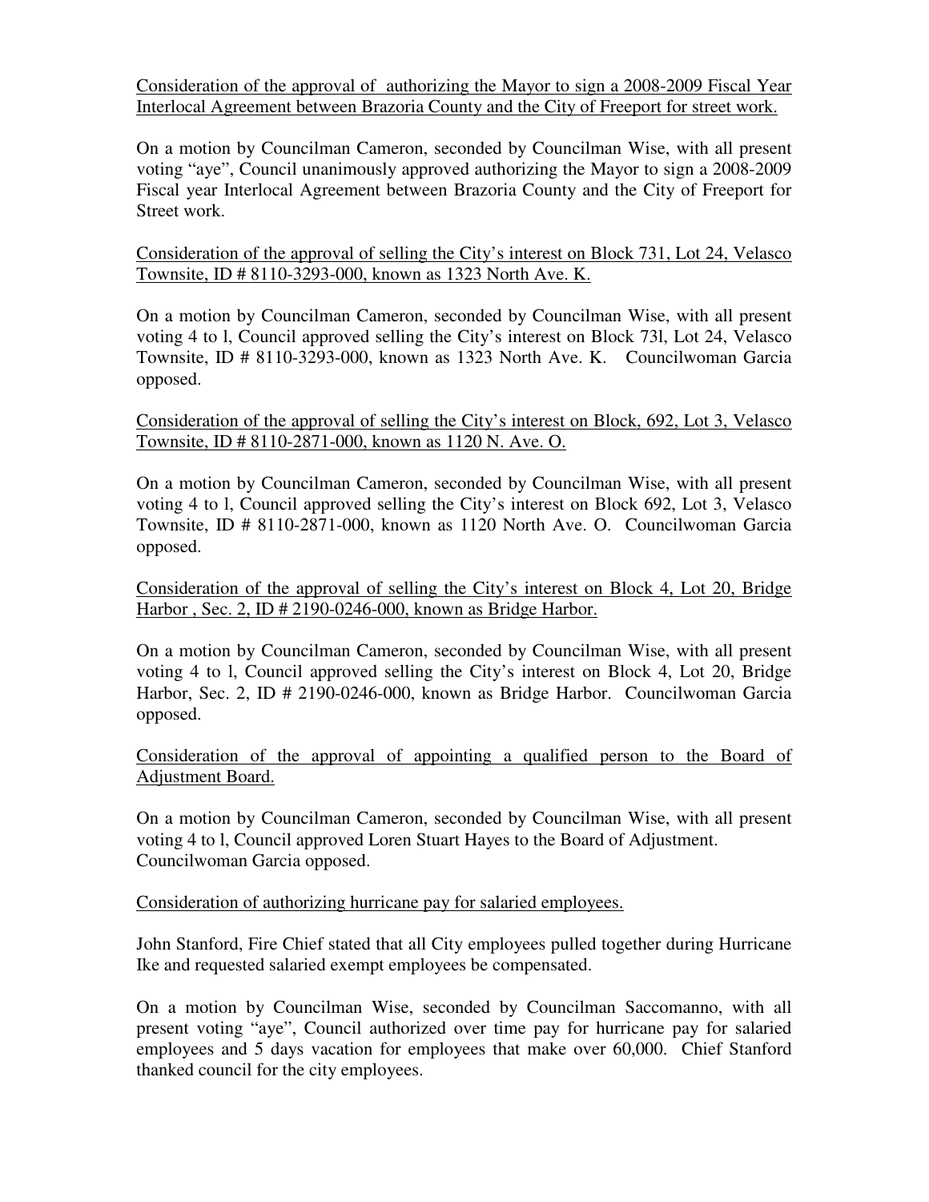Consideration of the approval of authorizing the Mayor to sign a 2008-2009 Fiscal Year Interlocal Agreement between Brazoria County and the City of Freeport for street work.

On a motion by Councilman Cameron, seconded by Councilman Wise, with all present voting "aye", Council unanimously approved authorizing the Mayor to sign a 2008-2009 Fiscal year Interlocal Agreement between Brazoria County and the City of Freeport for Street work.

Consideration of the approval of selling the City's interest on Block 731, Lot 24, Velasco Townsite, ID # 8110-3293-000, known as 1323 North Ave. K.

On a motion by Councilman Cameron, seconded by Councilman Wise, with all present voting 4 to l, Council approved selling the City's interest on Block 73l, Lot 24, Velasco Townsite, ID # 8110-3293-000, known as 1323 North Ave. K. Councilwoman Garcia opposed.

Consideration of the approval of selling the City's interest on Block, 692, Lot 3, Velasco Townsite, ID # 8110-2871-000, known as 1120 N. Ave. O.

On a motion by Councilman Cameron, seconded by Councilman Wise, with all present voting 4 to l, Council approved selling the City's interest on Block 692, Lot 3, Velasco Townsite, ID # 8110-2871-000, known as 1120 North Ave. O. Councilwoman Garcia opposed.

Consideration of the approval of selling the City's interest on Block 4, Lot 20, Bridge Harbor , Sec. 2, ID # 2190-0246-000, known as Bridge Harbor.

On a motion by Councilman Cameron, seconded by Councilman Wise, with all present voting 4 to l, Council approved selling the City's interest on Block 4, Lot 20, Bridge Harbor, Sec. 2, ID # 2190-0246-000, known as Bridge Harbor. Councilwoman Garcia opposed.

Consideration of the approval of appointing a qualified person to the Board of Adjustment Board.

On a motion by Councilman Cameron, seconded by Councilman Wise, with all present voting 4 to l, Council approved Loren Stuart Hayes to the Board of Adjustment. Councilwoman Garcia opposed.

Consideration of authorizing hurricane pay for salaried employees.

John Stanford, Fire Chief stated that all City employees pulled together during Hurricane Ike and requested salaried exempt employees be compensated.

On a motion by Councilman Wise, seconded by Councilman Saccomanno, with all present voting "aye", Council authorized over time pay for hurricane pay for salaried employees and 5 days vacation for employees that make over 60,000. Chief Stanford thanked council for the city employees.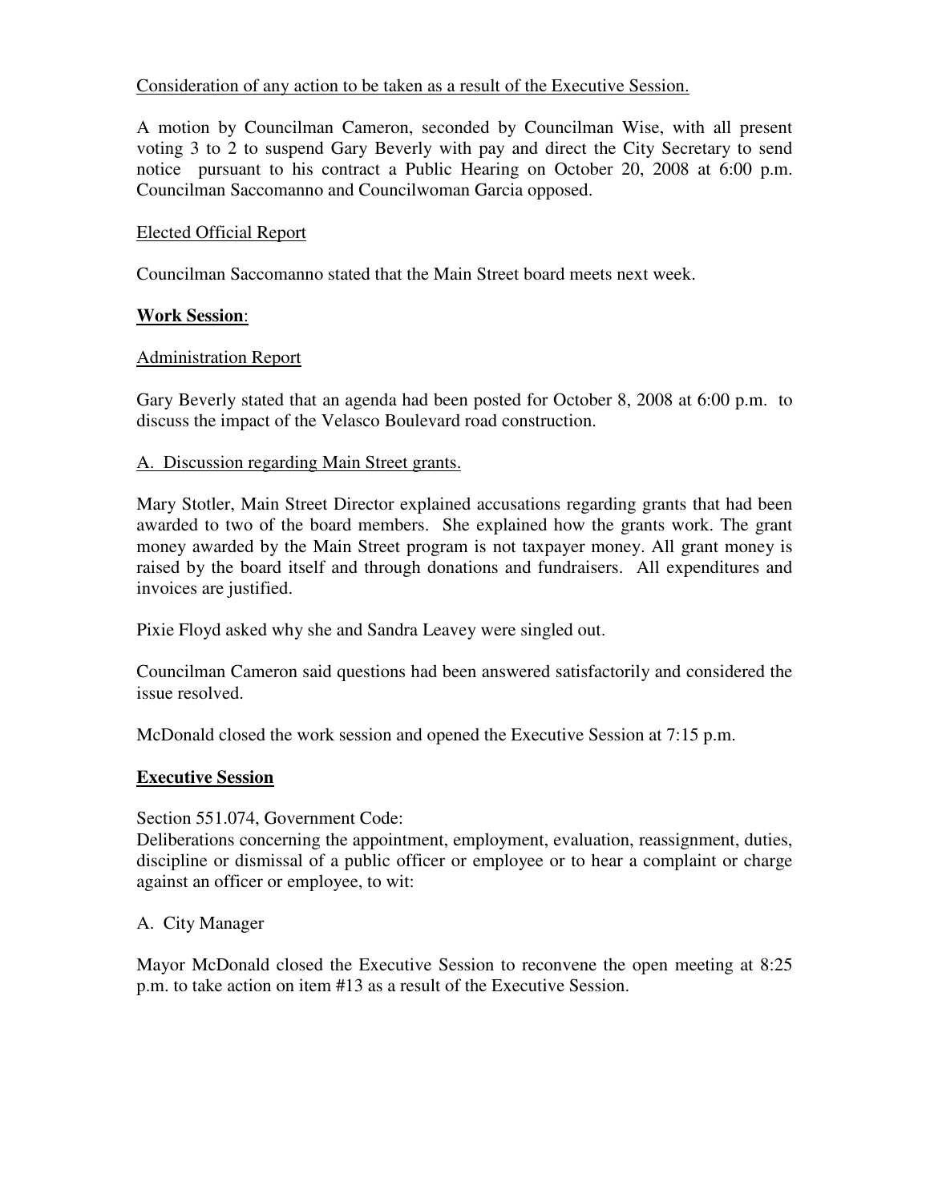Consideration of any action to be taken as a result of the Executive Session.

A motion by Councilman Cameron, seconded by Councilman Wise, with all present voting 3 to 2 to suspend Gary Beverly with pay and direct the City Secretary to send notice pursuant to his contract a Public Hearing on October 20, 2008 at 6:00 p.m. Councilman Saccomanno and Councilwoman Garcia opposed.

Elected Official Report

Councilman Saccomanno stated that the Main Street board meets next week.

**Work Session**:

Administration Report

Gary Beverly stated that an agenda had been posted for October 8, 2008 at 6:00 p.m. to discuss the impact of the Velasco Boulevard road construction.

A. Discussion regarding Main Street grants.

Mary Stotler, Main Street Director explained accusations regarding grants that had been awarded to two of the board members. She explained how the grants work. The grant money awarded by the Main Street program is not taxpayer money. All grant money is raised by the board itself and through donations and fundraisers. All expenditures and invoices are justified.

Pixie Floyd asked why she and Sandra Leavey were singled out.

Councilman Cameron said questions had been answered satisfactorily and considered the issue resolved.

McDonald closed the work session and opened the Executive Session at 7:15 p.m.

**Executive Session**

Section 551.074, Government Code:
Deliberations concerning the appointment, employment, evaluation, reassignment, duties, discipline or dismissal of a public officer or employee or to hear a complaint or charge against an officer or employee, to wit:

A. City Manager

Mayor McDonald closed the Executive Session to reconvene the open meeting at 8:25 p.m. to take action on item #13 as a result of the Executive Session.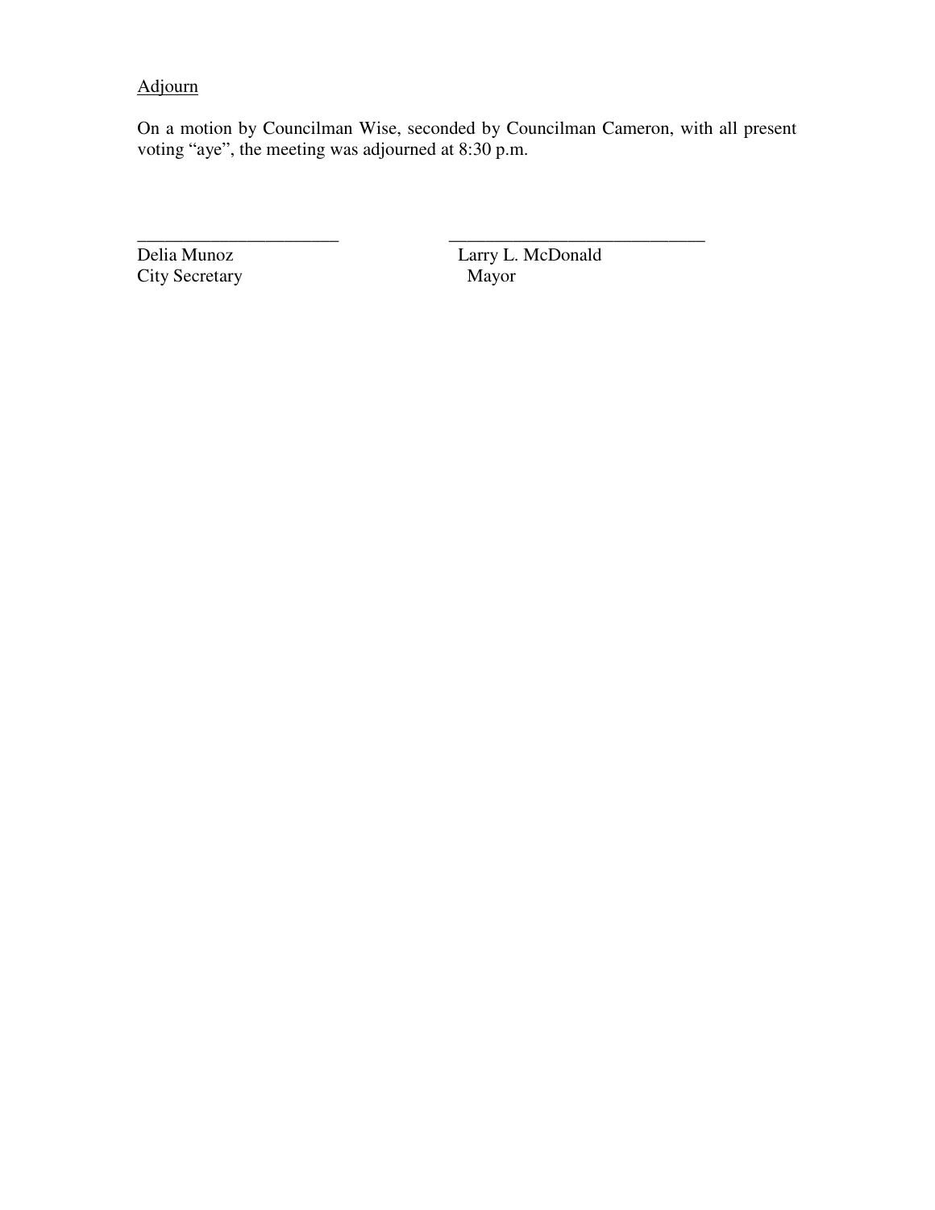Adjourn

On a motion by Councilman Wise, seconded by Councilman Cameron, with all present voting "aye", the meeting was adjourned at 8:30 p.m.

| | |
|---|---|
| ______________________ | ____________________________ |
| Delia Munoz | Larry L. McDonald |
| City Secretary | Mayor |